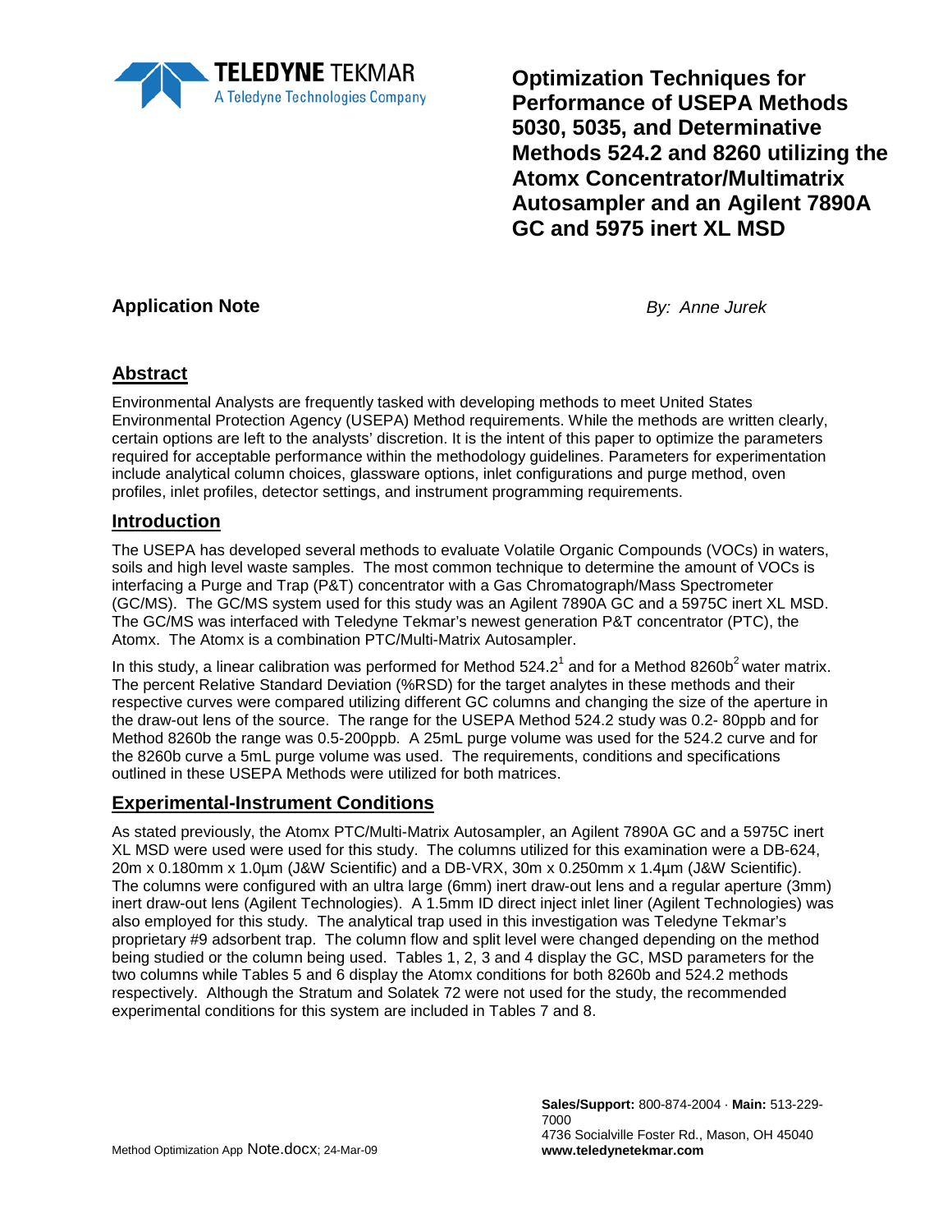TELEDYNE TEKMAR
A Teledyne Technologies Company

# Optimization Techniques for Performance of USEPA Methods 5030, 5035, and Determinative Methods 524.2 and 8260 utilizing the Atomx Concentrator/Multimatrix Autosampler and an Agilent 7890A GC and 5975 inert XL MSD

**Application Note** *By: Anne Jurek*

## Abstract

Environmental Analysts are frequently tasked with developing methods to meet United States Environmental Protection Agency (USEPA) Method requirements. While the methods are written clearly, certain options are left to the analysts' discretion. It is the intent of this paper to optimize the parameters required for acceptable performance within the methodology guidelines. Parameters for experimentation include analytical column choices, glassware options, inlet configurations and purge method, oven profiles, inlet profiles, detector settings, and instrument programming requirements.

## Introduction

The USEPA has developed several methods to evaluate Volatile Organic Compounds (VOCs) in waters, soils and high level waste samples. The most common technique to determine the amount of VOCs is interfacing a Purge and Trap (P&T) concentrator with a Gas Chromatograph/Mass Spectrometer (GC/MS). The GC/MS system used for this study was an Agilent 7890A GC and a 5975C inert XL MSD. The GC/MS was interfaced with Teledyne Tekmar's newest generation P&T concentrator (PTC), the Atomx. The Atomx is a combination PTC/Multi-Matrix Autosampler.

In this study, a linear calibration was performed for Method 524.2[1] and for a Method 8260b[2] water matrix. The percent Relative Standard Deviation (%RSD) for the target analytes in these methods and their respective curves were compared utilizing different GC columns and changing the size of the aperture in the draw-out lens of the source. The range for the USEPA Method 524.2 study was 0.2- 80ppb and for Method 8260b the range was 0.5-200ppb. A 25mL purge volume was used for the 524.2 curve and for the 8260b curve a 5mL purge volume was used. The requirements, conditions and specifications outlined in these USEPA Methods were utilized for both matrices.

## Experimental-Instrument Conditions

As stated previously, the Atomx PTC/Multi-Matrix Autosampler, an Agilent 7890A GC and a 5975C inert XL MSD were used were used for this study. The columns utilized for this examination were a DB-624, 20m x 0.180mm x 1.0µm (J&W Scientific) and a DB-VRX, 30m x 0.250mm x 1.4µm (J&W Scientific). The columns were configured with an ultra large (6mm) inert draw-out lens and a regular aperture (3mm) inert draw-out lens (Agilent Technologies). A 1.5mm ID direct inject inlet liner (Agilent Technologies) was also employed for this study. The analytical trap used in this investigation was Teledyne Tekmar's proprietary #9 adsorbent trap. The column flow and split level were changed depending on the method being studied or the column being used. Tables 1, 2, 3 and 4 display the GC, MSD parameters for the two columns while Tables 5 and 6 display the Atomx conditions for both 8260b and 524.2 methods respectively. Although the Stratum and Solatek 72 were not used for the study, the recommended experimental conditions for this system are included in Tables 7 and 8.

**Sales/Support:** 800-874-2004 · **Main:** 513-229-7000
4736 Socialville Foster Rd., Mason, OH 45040
**www.teledynetekmar.com**

Method Optimization App Note.docx; 24-Mar-09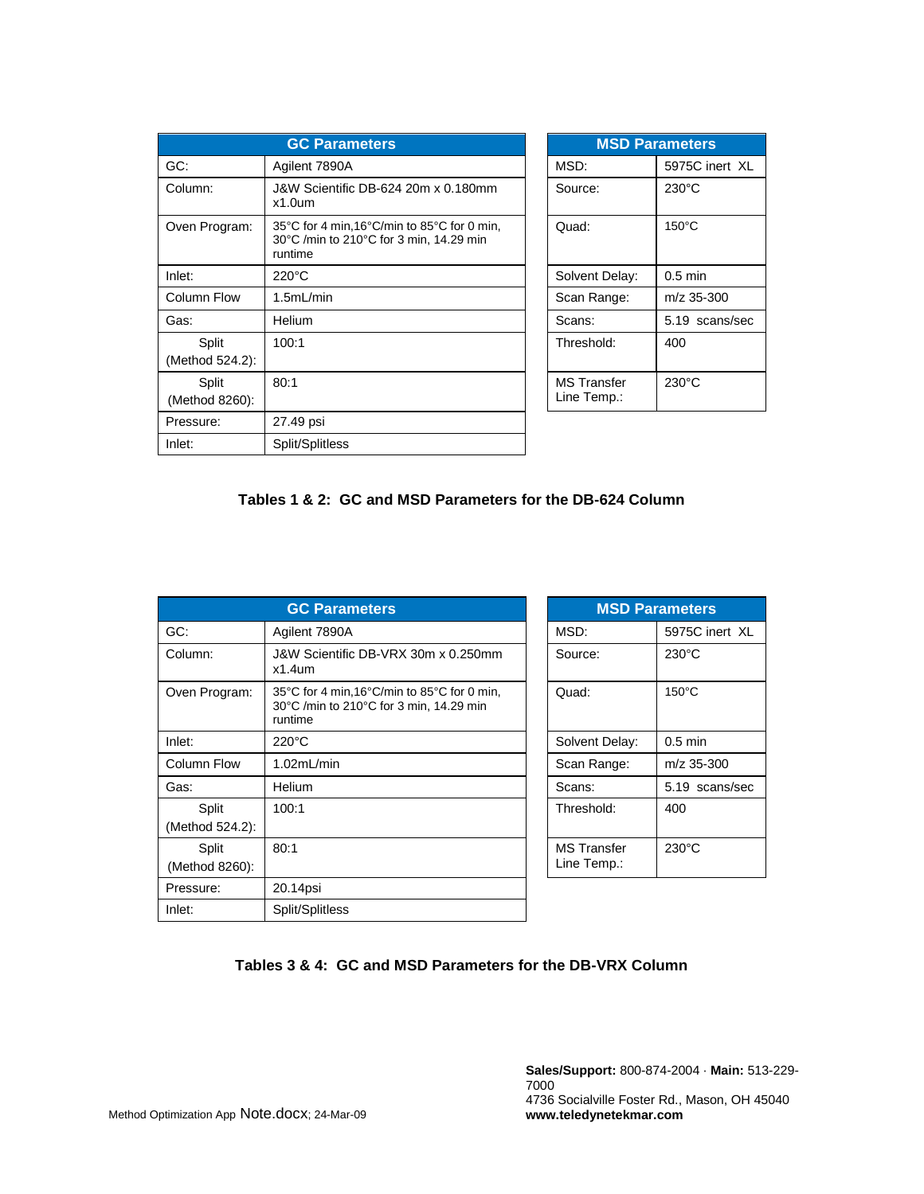| GC Parameters | |
|---|---|
| GC: | Agilent 7890A |
| Column: | J&W Scientific DB-624 20m x 0.180mm x1.0um |
| Oven Program: | 35°C for 4 min,16°C/min to 85°C for 0 min, 30°C /min to 210°C for 3 min, 14.29 min runtime |
| Inlet: | 220°C |
| Column Flow | 1.5mL/min |
| Gas: | Helium |
| Split (Method 524.2): | 100:1 |
| Split (Method 8260): | 80:1 |
| Pressure: | 27.49 psi |
| Inlet: | Split/Splitless |

| MSD Parameters | |
|---|---|
| MSD: | 5975C inert XL |
| Source: | 230°C |
| Quad: | 150°C |
| Solvent Delay: | 0.5 min |
| Scan Range: | m/z 35-300 |
| Scans: | 5.19 scans/sec |
| Threshold: | 400 |
| MS Transfer Line Temp.: | 230°C |

**Tables 1 & 2: GC and MSD Parameters for the DB-624 Column**

| GC Parameters | |
|---|---|
| GC: | Agilent 7890A |
| Column: | J&W Scientific DB-VRX 30m x 0.250mm x1.4um |
| Oven Program: | 35°C for 4 min,16°C/min to 85°C for 0 min, 30°C /min to 210°C for 3 min, 14.29 min runtime |
| Inlet: | 220°C |
| Column Flow | 1.02mL/min |
| Gas: | Helium |
| Split (Method 524.2): | 100:1 |
| Split (Method 8260): | 80:1 |
| Pressure: | 20.14psi |
| Inlet: | Split/Splitless |

| MSD Parameters | |
|---|---|
| MSD: | 5975C inert XL |
| Source: | 230°C |
| Quad: | 150°C |
| Solvent Delay: | 0.5 min |
| Scan Range: | m/z 35-300 |
| Scans: | 5.19 scans/sec |
| Threshold: | 400 |
| MS Transfer Line Temp.: | 230°C |

**Tables 3 & 4: GC and MSD Parameters for the DB-VRX Column**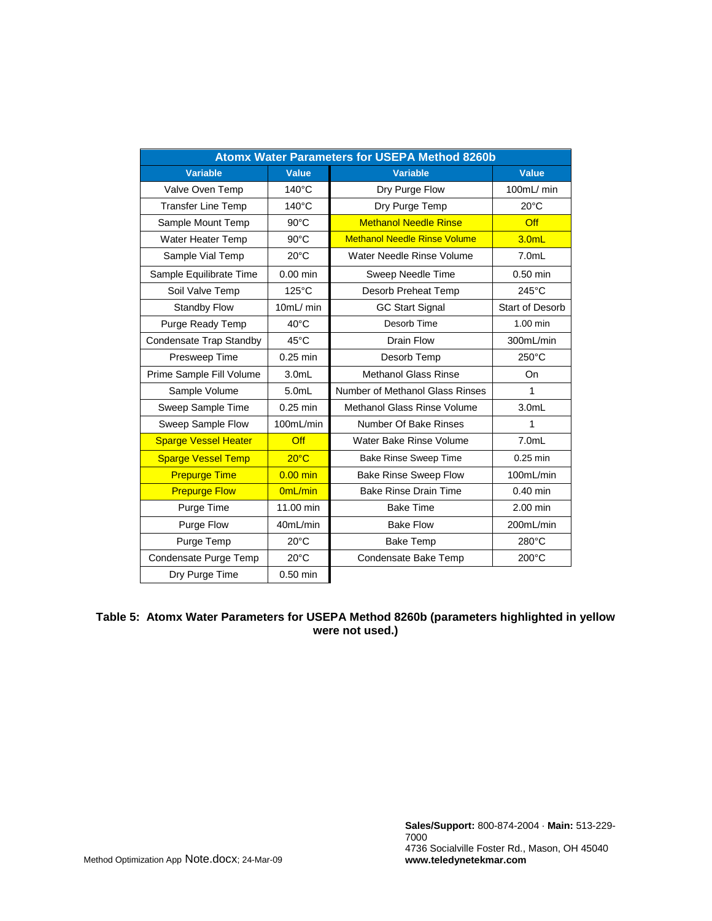| Atomx Water Parameters for USEPA Method 8260b | | | |
|---|---|---|---|
| **Variable** | **Value** | **Variable** | **Value** |
| Valve Oven Temp | 140°C | Dry Purge Flow | 100mL/ min |
| Transfer Line Temp | 140°C | Dry Purge Temp | 20°C |
| Sample Mount Temp | 90°C | Methanol Needle Rinse | Off |
| Water Heater Temp | 90°C | Methanol Needle Rinse Volume | 3.0mL |
| Sample Vial Temp | 20°C | Water Needle Rinse Volume | 7.0mL |
| Sample Equilibrate Time | 0.00 min | Sweep Needle Time | 0.50 min |
| Soil Valve Temp | 125°C | Desorb Preheat Temp | 245°C |
| Standby Flow | 10mL/ min | GC Start Signal | Start of Desorb |
| Purge Ready Temp | 40°C | Desorb Time | 1.00 min |
| Condensate Trap Standby | 45°C | Drain Flow | 300mL/min |
| Presweep Time | 0.25 min | Desorb Temp | 250°C |
| Prime Sample Fill Volume | 3.0mL | Methanol Glass Rinse | On |
| Sample Volume | 5.0mL | Number of Methanol Glass Rinses | 1 |
| Sweep Sample Time | 0.25 min | Methanol Glass Rinse Volume | 3.0mL |
| Sweep Sample Flow | 100mL/min | Number Of Bake Rinses | 1 |
| Sparge Vessel Heater | Off | Water Bake Rinse Volume | 7.0mL |
| Sparge Vessel Temp | 20°C | Bake Rinse Sweep Time | 0.25 min |
| Prepurge Time | 0.00 min | Bake Rinse Sweep Flow | 100mL/min |
| Prepurge Flow | 0mL/min | Bake Rinse Drain Time | 0.40 min |
| Purge Time | 11.00 min | Bake Time | 2.00 min |
| Purge Flow | 40mL/min | Bake Flow | 200mL/min |
| Purge Temp | 20°C | Bake Temp | 280°C |
| Condensate Purge Temp | 20°C | Condensate Bake Temp | 200°C |
| Dry Purge Time | 0.50 min | | |

**Table 5: Atomx Water Parameters for USEPA Method 8260b (parameters highlighted in yellow were not used.)**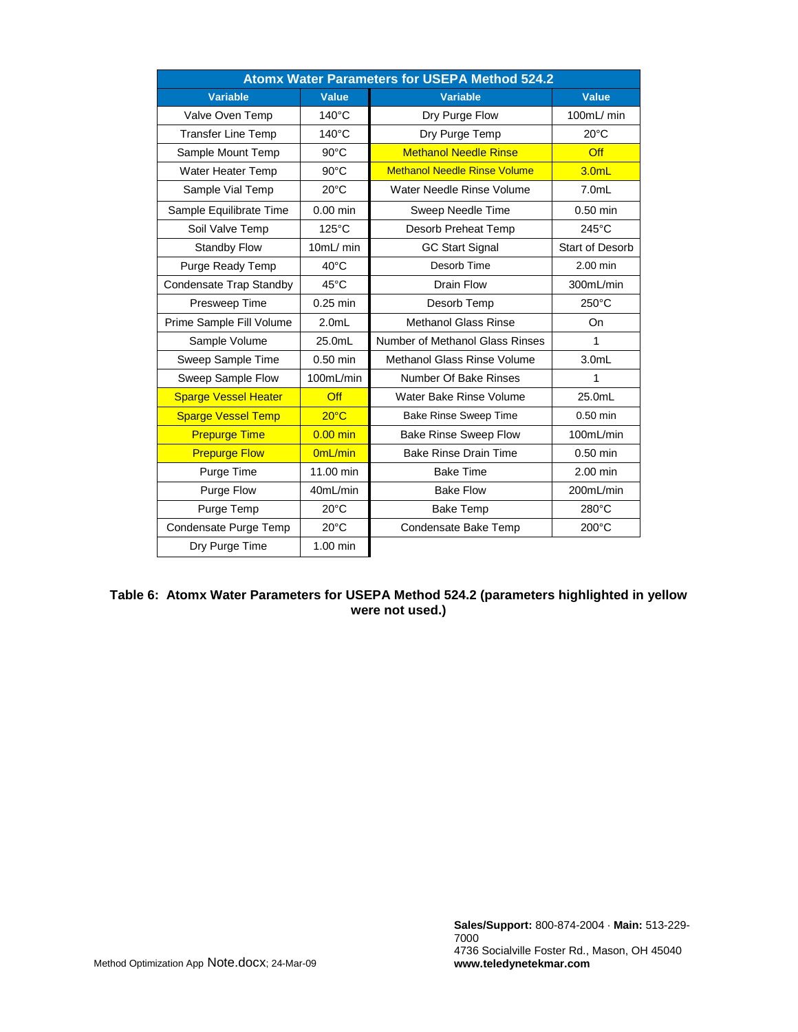| Atomx Water Parameters for USEPA Method 524.2 | | | |
|---|---|---|---|
| **Variable** | **Value** | **Variable** | **Value** |
| Valve Oven Temp | 140°C | Dry Purge Flow | 100mL/ min |
| Transfer Line Temp | 140°C | Dry Purge Temp | 20°C |
| Sample Mount Temp | 90°C | Methanol Needle Rinse | Off |
| Water Heater Temp | 90°C | Methanol Needle Rinse Volume | 3.0mL |
| Sample Vial Temp | 20°C | Water Needle Rinse Volume | 7.0mL |
| Sample Equilibrate Time | 0.00 min | Sweep Needle Time | 0.50 min |
| Soil Valve Temp | 125°C | Desorb Preheat Temp | 245°C |
| Standby Flow | 10mL/ min | GC Start Signal | Start of Desorb |
| Purge Ready Temp | 40°C | Desorb Time | 2.00 min |
| Condensate Trap Standby | 45°C | Drain Flow | 300mL/min |
| Presweep Time | 0.25 min | Desorb Temp | 250°C |
| Prime Sample Fill Volume | 2.0mL | Methanol Glass Rinse | On |
| Sample Volume | 25.0mL | Number of Methanol Glass Rinses | 1 |
| Sweep Sample Time | 0.50 min | Methanol Glass Rinse Volume | 3.0mL |
| Sweep Sample Flow | 100mL/min | Number Of Bake Rinses | 1 |
| Sparge Vessel Heater | Off | Water Bake Rinse Volume | 25.0mL |
| Sparge Vessel Temp | 20°C | Bake Rinse Sweep Time | 0.50 min |
| Prepurge Time | 0.00 min | Bake Rinse Sweep Flow | 100mL/min |
| Prepurge Flow | 0mL/min | Bake Rinse Drain Time | 0.50 min |
| Purge Time | 11.00 min | Bake Time | 2.00 min |
| Purge Flow | 40mL/min | Bake Flow | 200mL/min |
| Purge Temp | 20°C | Bake Temp | 280°C |
| Condensate Purge Temp | 20°C | Condensate Bake Temp | 200°C |
| Dry Purge Time | 1.00 min | | |

**Table 6: Atomx Water Parameters for USEPA Method 524.2 (parameters highlighted in yellow were not used.)**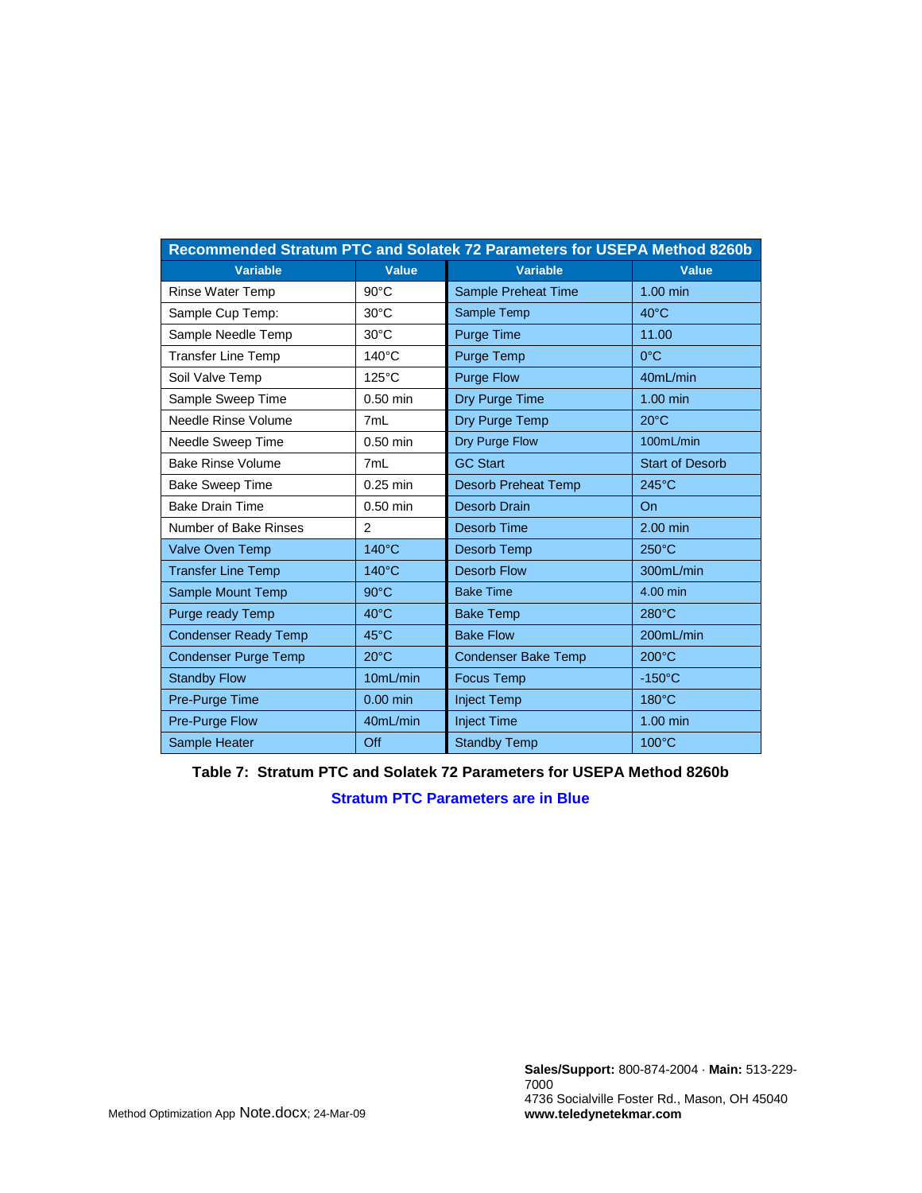| Recommended Stratum PTC and Solatek 72 Parameters for USEPA Method 8260b | | | |
|---|---|---|---|
| **Variable** | **Value** | **Variable** | **Value** |
| Rinse Water Temp | 90°C | Sample Preheat Time | 1.00 min |
| Sample Cup Temp: | 30°C | Sample Temp | 40°C |
| Sample Needle Temp | 30°C | Purge Time | 11.00 |
| Transfer Line Temp | 140°C | Purge Temp | 0°C |
| Soil Valve Temp | 125°C | Purge Flow | 40mL/min |
| Sample Sweep Time | 0.50 min | Dry Purge Time | 1.00 min |
| Needle Rinse Volume | 7mL | Dry Purge Temp | 20°C |
| Needle Sweep Time | 0.50 min | Dry Purge Flow | 100mL/min |
| Bake Rinse Volume | 7mL | GC Start | Start of Desorb |
| Bake Sweep Time | 0.25 min | Desorb Preheat Temp | 245°C |
| Bake Drain Time | 0.50 min | Desorb Drain | On |
| Number of Bake Rinses | 2 | Desorb Time | 2.00 min |
| Valve Oven Temp | 140°C | Desorb Temp | 250°C |
| Transfer Line Temp | 140°C | Desorb Flow | 300mL/min |
| Sample Mount Temp | 90°C | Bake Time | 4.00 min |
| Purge ready Temp | 40°C | Bake Temp | 280°C |
| Condenser Ready Temp | 45°C | Bake Flow | 200mL/min |
| Condenser Purge Temp | 20°C | Condenser Bake Temp | 200°C |
| Standby Flow | 10mL/min | Focus Temp | -150°C |
| Pre-Purge Time | 0.00 min | Inject Temp | 180°C |
| Pre-Purge Flow | 40mL/min | Inject Time | 1.00 min |
| Sample Heater | Off | Standby Temp | 100°C |

**Table 7: Stratum PTC and Solatek 72 Parameters for USEPA Method 8260b**

**Stratum PTC Parameters are in Blue**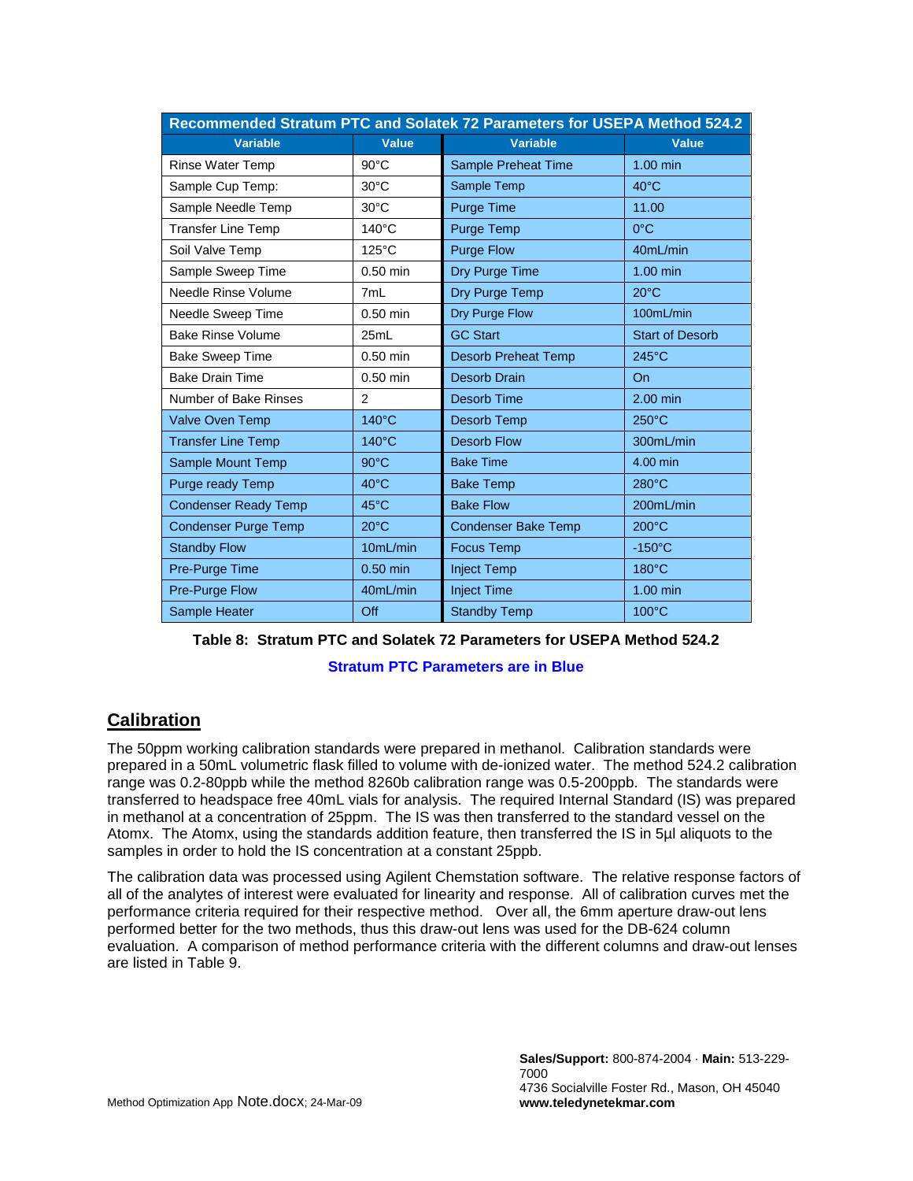| Recommended Stratum PTC and Solatek 72 Parameters for USEPA Method 524.2 | | | |
|---|---|---|---|
| **Variable** | **Value** | **Variable** | **Value** |
| Rinse Water Temp | 90°C | Sample Preheat Time | 1.00 min |
| Sample Cup Temp: | 30°C | Sample Temp | 40°C |
| Sample Needle Temp | 30°C | Purge Time | 11.00 |
| Transfer Line Temp | 140°C | Purge Temp | 0°C |
| Soil Valve Temp | 125°C | Purge Flow | 40mL/min |
| Sample Sweep Time | 0.50 min | Dry Purge Time | 1.00 min |
| Needle Rinse Volume | 7mL | Dry Purge Temp | 20°C |
| Needle Sweep Time | 0.50 min | Dry Purge Flow | 100mL/min |
| Bake Rinse Volume | 25mL | GC Start | Start of Desorb |
| Bake Sweep Time | 0.50 min | Desorb Preheat Temp | 245°C |
| Bake Drain Time | 0.50 min | Desorb Drain | On |
| Number of Bake Rinses | 2 | Desorb Time | 2.00 min |
| Valve Oven Temp | 140°C | Desorb Temp | 250°C |
| Transfer Line Temp | 140°C | Desorb Flow | 300mL/min |
| Sample Mount Temp | 90°C | Bake Time | 4.00 min |
| Purge ready Temp | 40°C | Bake Temp | 280°C |
| Condenser Ready Temp | 45°C | Bake Flow | 200mL/min |
| Condenser Purge Temp | 20°C | Condenser Bake Temp | 200°C |
| Standby Flow | 10mL/min | Focus Temp | -150°C |
| Pre-Purge Time | 0.50 min | Inject Temp | 180°C |
| Pre-Purge Flow | 40mL/min | Inject Time | 1.00 min |
| Sample Heater | Off | Standby Temp | 100°C |

**Table 8: Stratum PTC and Solatek 72 Parameters for USEPA Method 524.2**

**Stratum PTC Parameters are in Blue**

## Calibration

The 50ppm working calibration standards were prepared in methanol. Calibration standards were prepared in a 50mL volumetric flask filled to volume with de-ionized water. The method 524.2 calibration range was 0.2-80ppb while the method 8260b calibration range was 0.5-200ppb. The standards were transferred to headspace free 40mL vials for analysis. The required Internal Standard (IS) was prepared in methanol at a concentration of 25ppm. The IS was then transferred to the standard vessel on the Atomx. The Atomx, using the standards addition feature, then transferred the IS in 5µl aliquots to the samples in order to hold the IS concentration at a constant 25ppb.

The calibration data was processed using Agilent Chemstation software. The relative response factors of all of the analytes of interest were evaluated for linearity and response. All of calibration curves met the performance criteria required for their respective method. Over all, the 6mm aperture draw-out lens performed better for the two methods, thus this draw-out lens was used for the DB-624 column evaluation. A comparison of method performance criteria with the different columns and draw-out lenses are listed in Table 9.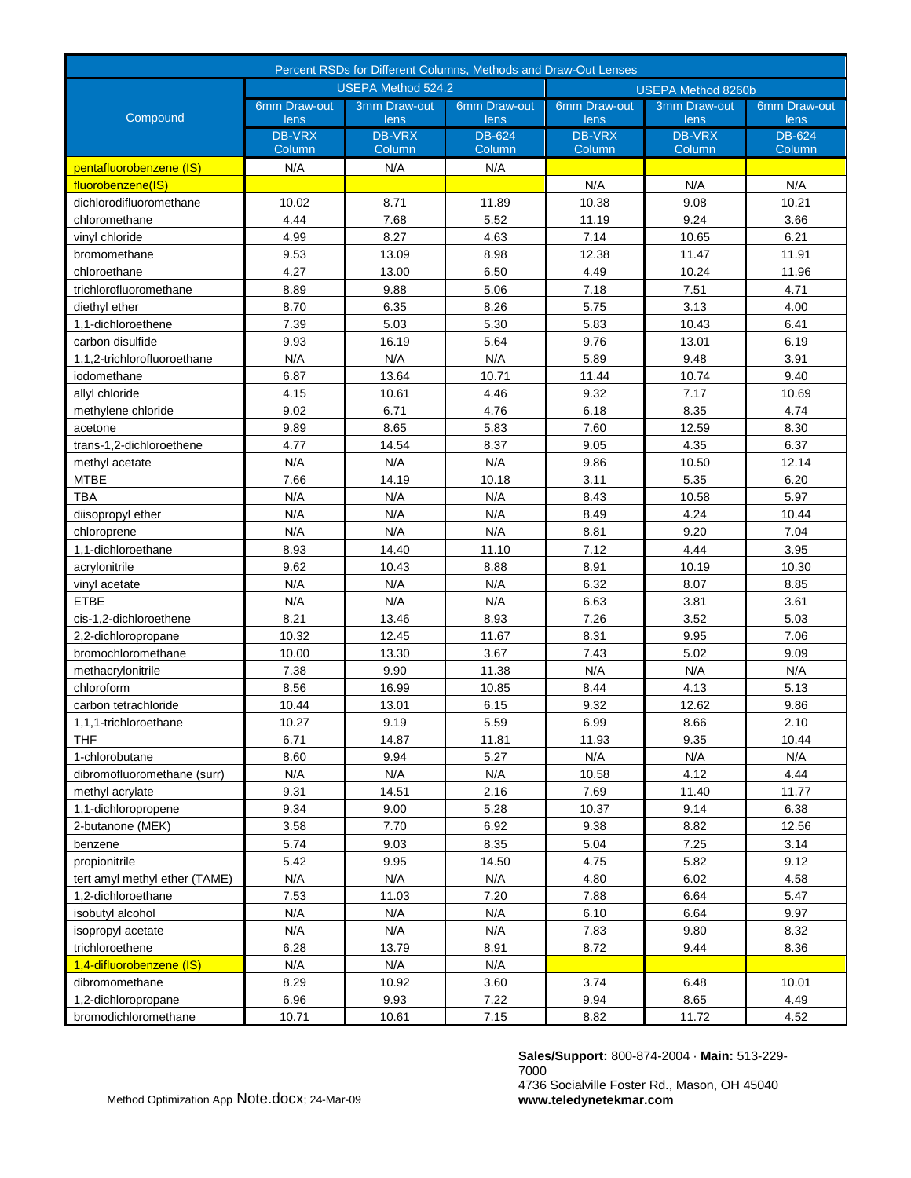| Percent RSDs for Different Columns, Methods and Draw-Out Lenses | | | | | | |
|---|---|---|---|---|---|---|
| Compound | USEPA Method 524.2 | | | USEPA Method 8260b | | |
| | 6mm Draw-out lens | 3mm Draw-out lens | 6mm Draw-out lens | 6mm Draw-out lens | 3mm Draw-out lens | 6mm Draw-out lens |
| | DB-VRX Column | DB-VRX Column | DB-624 Column | DB-VRX Column | DB-VRX Column | DB-624 Column |
| pentafluorobenzene (IS) | N/A | N/A | N/A | | | |
| fluorobenzene(IS) | | | | N/A | N/A | N/A |
| dichlorodifluoromethane | 10.02 | 8.71 | 11.89 | 10.38 | 9.08 | 10.21 |
| chloromethane | 4.44 | 7.68 | 5.52 | 11.19 | 9.24 | 3.66 |
| vinyl chloride | 4.99 | 8.27 | 4.63 | 7.14 | 10.65 | 6.21 |
| bromomethane | 9.53 | 13.09 | 8.98 | 12.38 | 11.47 | 11.91 |
| chloroethane | 4.27 | 13.00 | 6.50 | 4.49 | 10.24 | 11.96 |
| trichlorofluoromethane | 8.89 | 9.88 | 5.06 | 7.18 | 7.51 | 4.71 |
| diethyl ether | 8.70 | 6.35 | 8.26 | 5.75 | 3.13 | 4.00 |
| 1,1-dichloroethene | 7.39 | 5.03 | 5.30 | 5.83 | 10.43 | 6.41 |
| carbon disulfide | 9.93 | 16.19 | 5.64 | 9.76 | 13.01 | 6.19 |
| 1,1,2-trichlorofluoroethane | N/A | N/A | N/A | 5.89 | 9.48 | 3.91 |
| iodomethane | 6.87 | 13.64 | 10.71 | 11.44 | 10.74 | 9.40 |
| allyl chloride | 4.15 | 10.61 | 4.46 | 9.32 | 7.17 | 10.69 |
| methylene chloride | 9.02 | 6.71 | 4.76 | 6.18 | 8.35 | 4.74 |
| acetone | 9.89 | 8.65 | 5.83 | 7.60 | 12.59 | 8.30 |
| trans-1,2-dichloroethene | 4.77 | 14.54 | 8.37 | 9.05 | 4.35 | 6.37 |
| methyl acetate | N/A | N/A | N/A | 9.86 | 10.50 | 12.14 |
| MTBE | 7.66 | 14.19 | 10.18 | 3.11 | 5.35 | 6.20 |
| TBA | N/A | N/A | N/A | 8.43 | 10.58 | 5.97 |
| diisopropyl ether | N/A | N/A | N/A | 8.49 | 4.24 | 10.44 |
| chloroprene | N/A | N/A | N/A | 8.81 | 9.20 | 7.04 |
| 1,1-dichloroethane | 8.93 | 14.40 | 11.10 | 7.12 | 4.44 | 3.95 |
| acrylonitrile | 9.62 | 10.43 | 8.88 | 8.91 | 10.19 | 10.30 |
| vinyl acetate | N/A | N/A | N/A | 6.32 | 8.07 | 8.85 |
| ETBE | N/A | N/A | N/A | 6.63 | 3.81 | 3.61 |
| cis-1,2-dichloroethene | 8.21 | 13.46 | 8.93 | 7.26 | 3.52 | 5.03 |
| 2,2-dichloropropane | 10.32 | 12.45 | 11.67 | 8.31 | 9.95 | 7.06 |
| bromochloromethane | 10.00 | 13.30 | 3.67 | 7.43 | 5.02 | 9.09 |
| methacrylonitrile | 7.38 | 9.90 | 11.38 | N/A | N/A | N/A |
| chloroform | 8.56 | 16.99 | 10.85 | 8.44 | 4.13 | 5.13 |
| carbon tetrachloride | 10.44 | 13.01 | 6.15 | 9.32 | 12.62 | 9.86 |
| 1,1,1-trichloroethane | 10.27 | 9.19 | 5.59 | 6.99 | 8.66 | 2.10 |
| THF | 6.71 | 14.87 | 11.81 | 11.93 | 9.35 | 10.44 |
| 1-chlorobutane | 8.60 | 9.94 | 5.27 | N/A | N/A | N/A |
| dibromofluoromethane (surr) | N/A | N/A | N/A | 10.58 | 4.12 | 4.44 |
| methyl acrylate | 9.31 | 14.51 | 2.16 | 7.69 | 11.40 | 11.77 |
| 1,1-dichloropropene | 9.34 | 9.00 | 5.28 | 10.37 | 9.14 | 6.38 |
| 2-butanone (MEK) | 3.58 | 7.70 | 6.92 | 9.38 | 8.82 | 12.56 |
| benzene | 5.74 | 9.03 | 8.35 | 5.04 | 7.25 | 3.14 |
| propionitrile | 5.42 | 9.95 | 14.50 | 4.75 | 5.82 | 9.12 |
| tert amyl methyl ether (TAME) | N/A | N/A | N/A | 4.80 | 6.02 | 4.58 |
| 1,2-dichloroethane | 7.53 | 11.03 | 7.20 | 7.88 | 6.64 | 5.47 |
| isobutyl alcohol | N/A | N/A | N/A | 6.10 | 6.64 | 9.97 |
| isopropyl acetate | N/A | N/A | N/A | 7.83 | 9.80 | 8.32 |
| trichloroethene | 6.28 | 13.79 | 8.91 | 8.72 | 9.44 | 8.36 |
| 1,4-difluorobenzene (IS) | N/A | N/A | N/A | | | |
| dibromomethane | 8.29 | 10.92 | 3.60 | 3.74 | 6.48 | 10.01 |
| 1,2-dichloropropane | 6.96 | 9.93 | 7.22 | 9.94 | 8.65 | 4.49 |
| bromodichloromethane | 10.71 | 10.61 | 7.15 | 8.82 | 11.72 | 4.52 |

Method Optimization App Note.docx; 24-Mar-09

**Sales/Support:** 800-874-2004 · **Main:** 513-229-7000
4736 Socialville Foster Rd., Mason, OH 45040
**www.teledynetekmar.com**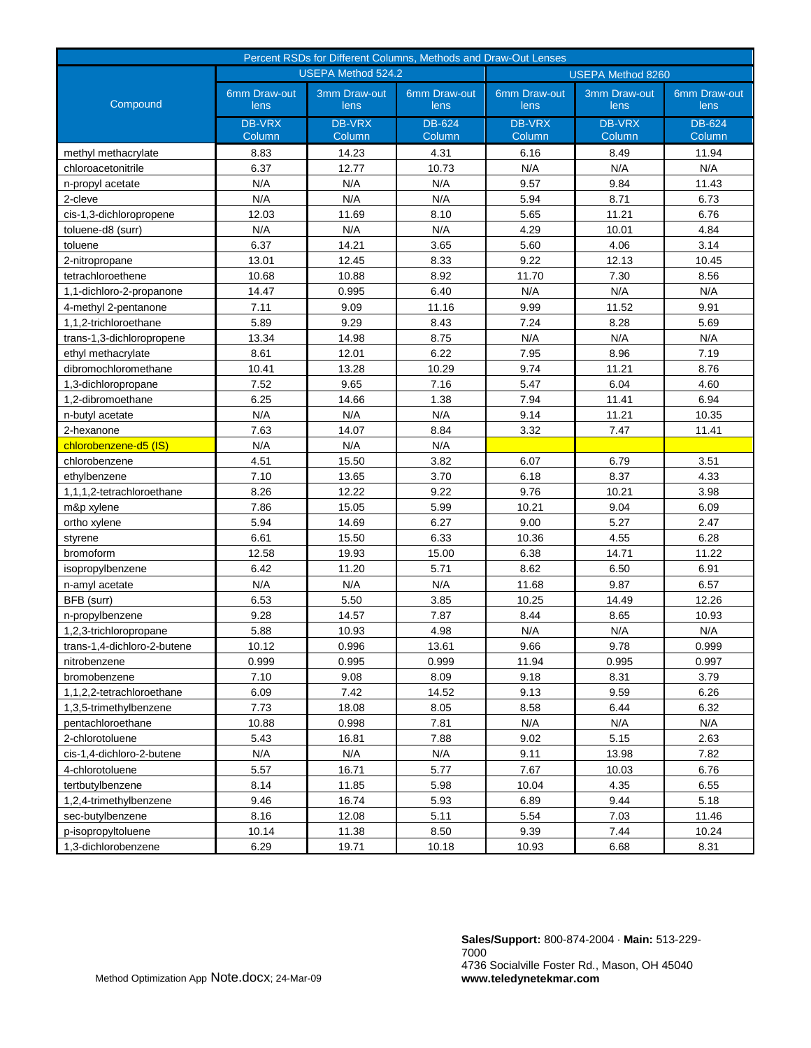| Percent RSDs for Different Columns, Methods and Draw-Out Lenses | | | | | | |
|---|---|---|---|---|---|---|
| Compound | USEPA Method 524.2 | | | USEPA Method 8260 | | |
| | 6mm Draw-out lens | 3mm Draw-out lens | 6mm Draw-out lens | 6mm Draw-out lens | 3mm Draw-out lens | 6mm Draw-out lens |
| | DB-VRX Column | DB-VRX Column | DB-624 Column | DB-VRX Column | DB-VRX Column | DB-624 Column |
| methyl methacrylate | 8.83 | 14.23 | 4.31 | 6.16 | 8.49 | 11.94 |
| chloroacetonitrile | 6.37 | 12.77 | 10.73 | N/A | N/A | N/A |
| n-propyl acetate | N/A | N/A | N/A | 9.57 | 9.84 | 11.43 |
| 2-cleve | N/A | N/A | N/A | 5.94 | 8.71 | 6.73 |
| cis-1,3-dichloropropene | 12.03 | 11.69 | 8.10 | 5.65 | 11.21 | 6.76 |
| toluene-d8 (surr) | N/A | N/A | N/A | 4.29 | 10.01 | 4.84 |
| toluene | 6.37 | 14.21 | 3.65 | 5.60 | 4.06 | 3.14 |
| 2-nitropropane | 13.01 | 12.45 | 8.33 | 9.22 | 12.13 | 10.45 |
| tetrachloroethene | 10.68 | 10.88 | 8.92 | 11.70 | 7.30 | 8.56 |
| 1,1-dichloro-2-propanone | 14.47 | 0.995 | 6.40 | N/A | N/A | N/A |
| 4-methyl 2-pentanone | 7.11 | 9.09 | 11.16 | 9.99 | 11.52 | 9.91 |
| 1,1,2-trichloroethane | 5.89 | 9.29 | 8.43 | 7.24 | 8.28 | 5.69 |
| trans-1,3-dichloropropene | 13.34 | 14.98 | 8.75 | N/A | N/A | N/A |
| ethyl methacrylate | 8.61 | 12.01 | 6.22 | 7.95 | 8.96 | 7.19 |
| dibromochloromethane | 10.41 | 13.28 | 10.29 | 9.74 | 11.21 | 8.76 |
| 1,3-dichloropropane | 7.52 | 9.65 | 7.16 | 5.47 | 6.04 | 4.60 |
| 1,2-dibromoethane | 6.25 | 14.66 | 1.38 | 7.94 | 11.41 | 6.94 |
| n-butyl acetate | N/A | N/A | N/A | 9.14 | 11.21 | 10.35 |
| 2-hexanone | 7.63 | 14.07 | 8.84 | 3.32 | 7.47 | 11.41 |
| chlorobenzene-d5 (IS) | N/A | N/A | N/A | | | |
| chlorobenzene | 4.51 | 15.50 | 3.82 | 6.07 | 6.79 | 3.51 |
| ethylbenzene | 7.10 | 13.65 | 3.70 | 6.18 | 8.37 | 4.33 |
| 1,1,1,2-tetrachloroethane | 8.26 | 12.22 | 9.22 | 9.76 | 10.21 | 3.98 |
| m&p xylene | 7.86 | 15.05 | 5.99 | 10.21 | 9.04 | 6.09 |
| ortho xylene | 5.94 | 14.69 | 6.27 | 9.00 | 5.27 | 2.47 |
| styrene | 6.61 | 15.50 | 6.33 | 10.36 | 4.55 | 6.28 |
| bromoform | 12.58 | 19.93 | 15.00 | 6.38 | 14.71 | 11.22 |
| isopropylbenzene | 6.42 | 11.20 | 5.71 | 8.62 | 6.50 | 6.91 |
| n-amyl acetate | N/A | N/A | N/A | 11.68 | 9.87 | 6.57 |
| BFB (surr) | 6.53 | 5.50 | 3.85 | 10.25 | 14.49 | 12.26 |
| n-propylbenzene | 9.28 | 14.57 | 7.87 | 8.44 | 8.65 | 10.93 |
| 1,2,3-trichloropropane | 5.88 | 10.93 | 4.98 | N/A | N/A | N/A |
| trans-1,4-dichloro-2-butene | 10.12 | 0.996 | 13.61 | 9.66 | 9.78 | 0.999 |
| nitrobenzene | 0.999 | 0.995 | 0.999 | 11.94 | 0.995 | 0.997 |
| bromobenzene | 7.10 | 9.08 | 8.09 | 9.18 | 8.31 | 3.79 |
| 1,1,2,2-tetrachloroethane | 6.09 | 7.42 | 14.52 | 9.13 | 9.59 | 6.26 |
| 1,3,5-trimethylbenzene | 7.73 | 18.08 | 8.05 | 8.58 | 6.44 | 6.32 |
| pentachloroethane | 10.88 | 0.998 | 7.81 | N/A | N/A | N/A |
| 2-chlorotoluene | 5.43 | 16.81 | 7.88 | 9.02 | 5.15 | 2.63 |
| cis-1,4-dichloro-2-butene | N/A | N/A | N/A | 9.11 | 13.98 | 7.82 |
| 4-chlorotoluene | 5.57 | 16.71 | 5.77 | 7.67 | 10.03 | 6.76 |
| tertbutylbenzene | 8.14 | 11.85 | 5.98 | 10.04 | 4.35 | 6.55 |
| 1,2,4-trimethylbenzene | 9.46 | 16.74 | 5.93 | 6.89 | 9.44 | 5.18 |
| sec-butylbenzene | 8.16 | 12.08 | 5.11 | 5.54 | 7.03 | 11.46 |
| p-isopropyltoluene | 10.14 | 11.38 | 8.50 | 9.39 | 7.44 | 10.24 |
| 1,3-dichlorobenzene | 6.29 | 19.71 | 10.18 | 10.93 | 6.68 | 8.31 |

Method Optimization App Note.docx; 24-Mar-09

**Sales/Support:** 800-874-2004 · **Main:** 513-229-7000
4736 Socialville Foster Rd., Mason, OH 45040
**www.teledynetekmar.com**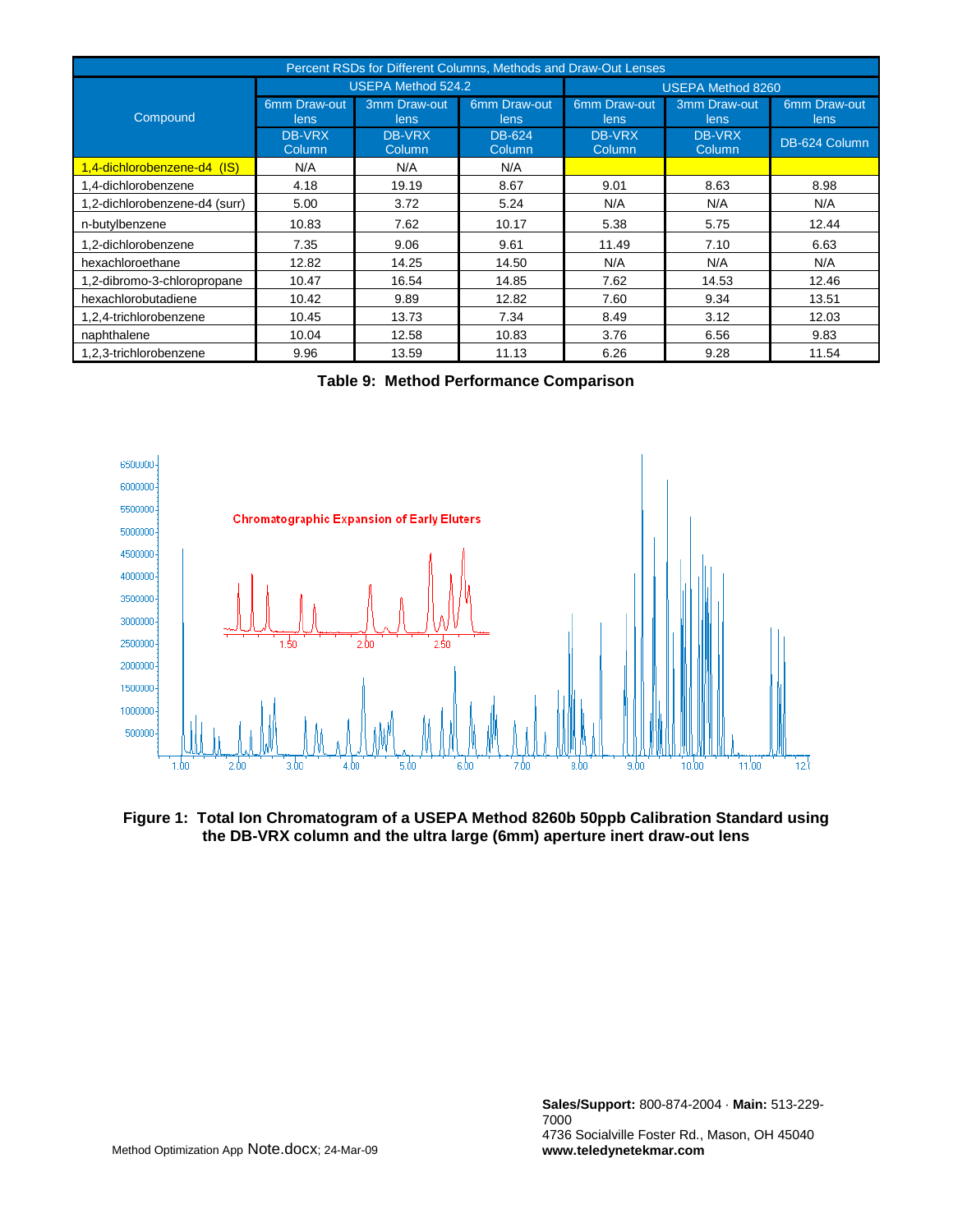| Percent RSDs for Different Columns, Methods and Draw-Out Lenses | | | | | | |
|---|---|---|---|---|---|---|
| Compound | USEPA Method 524.2 | | | USEPA Method 8260 | | |
| | 6mm Draw-out lens | 3mm Draw-out lens | 6mm Draw-out lens | 6mm Draw-out lens | 3mm Draw-out lens | 6mm Draw-out lens |
| | DB-VRX Column | DB-VRX Column | DB-624 Column | DB-VRX Column | DB-VRX Column | DB-624 Column |
| 1,4-dichlorobenzene-d4 (IS) | N/A | N/A | N/A | | | |
| 1,4-dichlorobenzene | 4.18 | 19.19 | 8.67 | 9.01 | 8.63 | 8.98 |
| 1,2-dichlorobenzene-d4 (surr) | 5.00 | 3.72 | 5.24 | N/A | N/A | N/A |
| n-butylbenzene | 10.83 | 7.62 | 10.17 | 5.38 | 5.75 | 12.44 |
| 1,2-dichlorobenzene | 7.35 | 9.06 | 9.61 | 11.49 | 7.10 | 6.63 |
| hexachloroethane | 12.82 | 14.25 | 14.50 | N/A | N/A | N/A |
| 1,2-dibromo-3-chloropropane | 10.47 | 16.54 | 14.85 | 7.62 | 14.53 | 12.46 |
| hexachlorobutadiene | 10.42 | 9.89 | 12.82 | 7.60 | 9.34 | 13.51 |
| 1,2,4-trichlorobenzene | 10.45 | 13.73 | 7.34 | 8.49 | 3.12 | 12.03 |
| naphthalene | 10.04 | 12.58 | 10.83 | 3.76 | 6.56 | 9.83 |
| 1,2,3-trichlorobenzene | 9.96 | 13.59 | 11.13 | 6.26 | 9.28 | 11.54 |

**Table 9: Method Performance Comparison**

**Figure 1: Total Ion Chromatogram of a USEPA Method 8260b 50ppb Calibration Standard using the DB-VRX column and the ultra large (6mm) aperture inert draw-out lens**

Method Optimization App Note.docx; 24-Mar-09

**Sales/Support:** 800-874-2004 · **Main:** 513-229-7000
4736 Socialville Foster Rd., Mason, OH 45040
**www.teledynetekmar.com**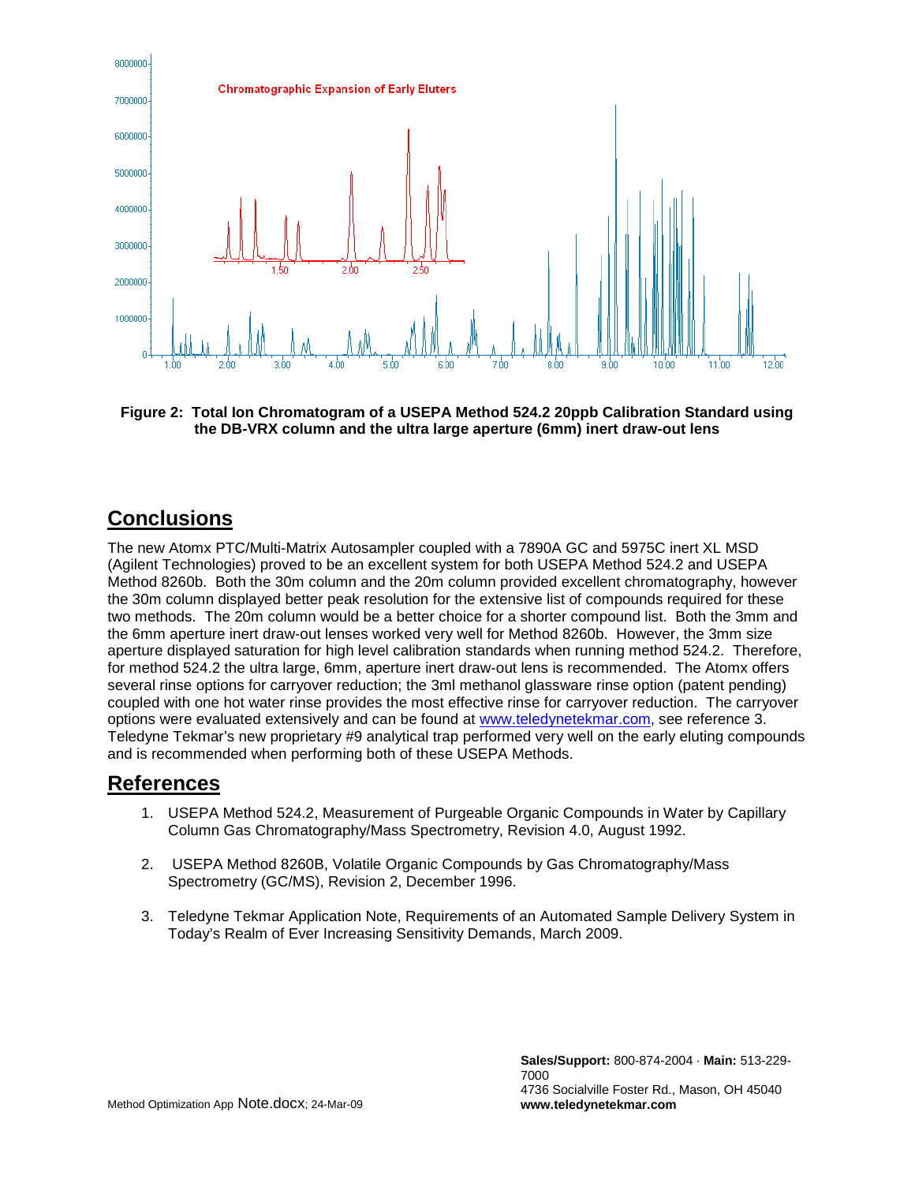8000000
7000000
6000000
5000000
4000000
3000000
2000000
1000000
0

Chromatographic Expansion of Early Eluters

1.50
2.00
2.50

1.00 2.00 3.00 4.00 5.00 6.00 7.00 8.00 9.00 10.00 11.00 12.00

**Figure 2: Total Ion Chromatogram of a USEPA Method 524.2 20ppb Calibration Standard using the DB-VRX column and the ultra large aperture (6mm) inert draw-out lens**

## Conclusions

The new Atomx PTC/Multi-Matrix Autosampler coupled with a 7890A GC and 5975C inert XL MSD (Agilent Technologies) proved to be an excellent system for both USEPA Method 524.2 and USEPA Method 8260b. Both the 30m column and the 20m column provided excellent chromatography, however the 30m column displayed better peak resolution for the extensive list of compounds required for these two methods. The 20m column would be a better choice for a shorter compound list. Both the 3mm and the 6mm aperture inert draw-out lenses worked very well for Method 8260b. However, the 3mm size aperture displayed saturation for high level calibration standards when running method 524.2. Therefore, for method 524.2 the ultra large, 6mm, aperture inert draw-out lens is recommended. The Atomx offers several rinse options for carryover reduction; the 3ml methanol glassware rinse option (patent pending) coupled with one hot water rinse provides the most effective rinse for carryover reduction. The carryover options were evaluated extensively and can be found at www.teledynetekmar.com, see reference 3. Teledyne Tekmar's new proprietary #9 analytical trap performed very well on the early eluting compounds and is recommended when performing both of these USEPA Methods.

## References

1. USEPA Method 524.2, Measurement of Purgeable Organic Compounds in Water by Capillary Column Gas Chromatography/Mass Spectrometry, Revision 4.0, August 1992.

2. USEPA Method 8260B, Volatile Organic Compounds by Gas Chromatography/Mass Spectrometry (GC/MS), Revision 2, December 1996.

3. Teledyne Tekmar Application Note, Requirements of an Automated Sample Delivery System in Today's Realm of Ever Increasing Sensitivity Demands, March 2009.